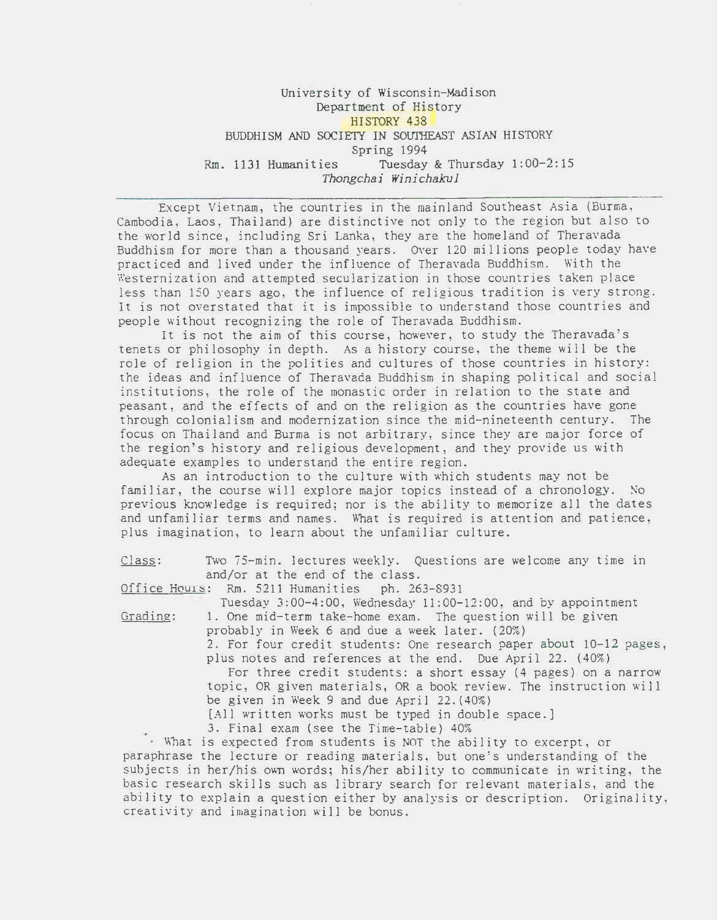University of Wisconsin-Madison
Department of History
HISTORY 438
BUDDHISM AND SOCIETY IN SOUTHEAST ASIAN HISTORY
Spring 1994
Rm. 1131 Humanities    Tuesday & Thursday 1:00-2:15
*Thongchai Winichakul*

---

Except Vietnam, the countries in the mainland Southeast Asia (Burma, Cambodia, Laos, Thailand) are distinctive not only to the region but also to the world since, including Sri Lanka, they are the homeland of Theravada Buddhism for more than a thousand years. Over 120 millions people today have practiced and lived under the influence of Theravada Buddhism. With the Westernization and attempted secularization in those countries taken place less than 150 years ago, the influence of religious tradition is very strong. It is not overstated that it is impossible to understand those countries and people without recognizing the role of Theravada Buddhism.

It is not the aim of this course, however, to study the Theravada's tenets or philosophy in depth. As a history course, the theme will be the role of religion in the polities and cultures of those countries in history: the ideas and influence of Theravada Buddhism in shaping political and social institutions, the role of the monastic order in relation to the state and peasant, and the effects of and on the religion as the countries have gone through colonialism and modernization since the mid-nineteenth century. The focus on Thailand and Burma is not arbitrary, since they are major force of the region's history and religious development, and they provide us with adequate examples to understand the entire region.

As an introduction to the culture with which students may not be familiar, the course will explore major topics instead of a chronology. No previous knowledge is required; nor is the ability to memorize all the dates and unfamiliar terms and names. What is required is attention and patience, plus imagination, to learn about the unfamiliar culture.

Class: Two 75-min. lectures weekly. Questions are welcome any time in and/or at the end of the class.

Office Hours: Rm. 5211 Humanities ph. 263-8931
Tuesday 3:00-4:00, Wednesday 11:00-12:00, and by appointment

Grading:
1. One mid-term take-home exam. The question will be given probably in Week 6 and due a week later. (20%)
2. For four credit students: One research paper about 10-12 pages, plus notes and references at the end. Due April 22. (40%)
   For three credit students: a short essay (4 pages) on a narrow topic, OR given materials, OR a book review. The instruction will be given in Week 9 and due April 22. (40%)
   [All written works must be typed in double space.]
3. Final exam (see the Time-table) 40%

· What is expected from students is NOT the ability to excerpt, or paraphrase the lecture or reading materials, but one's understanding of the subjects in her/his own words; his/her ability to communicate in writing, the basic research skills such as library search for relevant materials, and the ability to explain a question either by analysis or description. Originality, creativity and imagination will be bonus.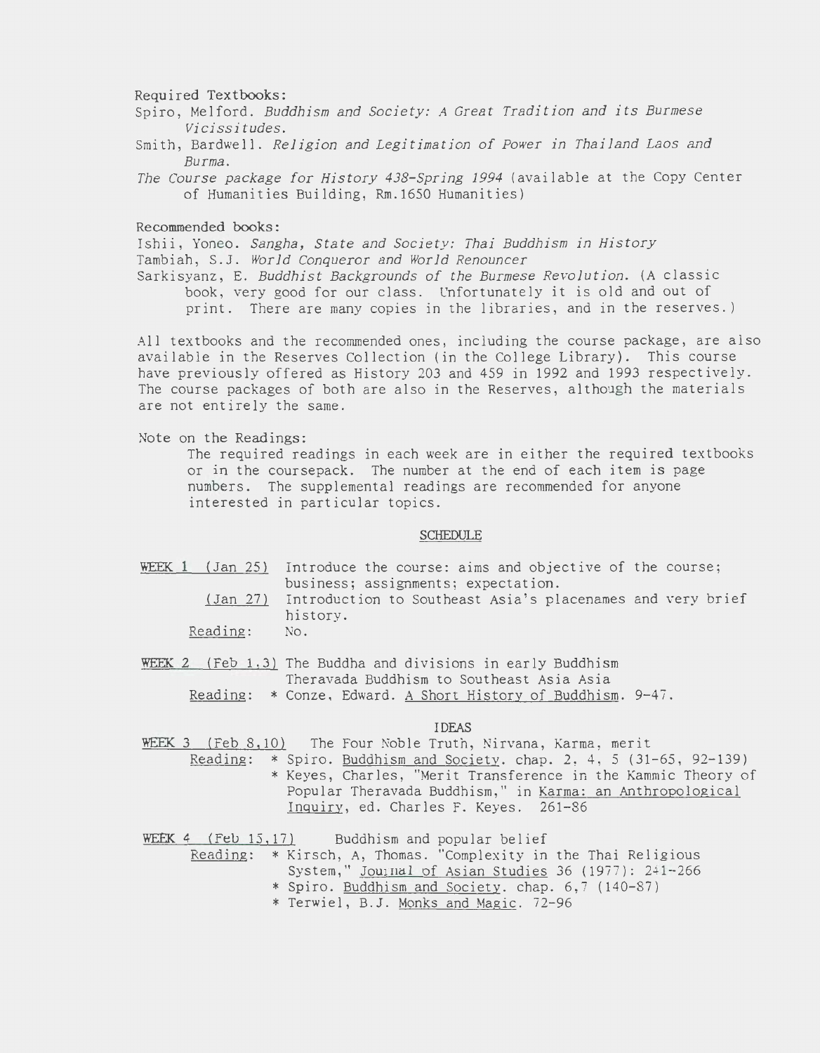Required Textbooks:

Spiro, Melford. *Buddhism and Society: A Great Tradition and its Burmese Vicissitudes.*

Smith, Bardwell. *Religion and Legitimation of Power in Thailand Laos and Burma.*

*The Course package for History 438-Spring 1994* (available at the Copy Center of Humanities Building, Rm.1650 Humanities)

Recommended books:

Ishii, Yoneo. *Sangha, State and Society: Thai Buddhism in History*

Tambiah, S.J. *World Conqueror and World Renouncer*

Sarkisyanz, E. *Buddhist Backgrounds of the Burmese Revolution.* (A classic book, very good for our class. Unfortunately it is old and out of print. There are many copies in the libraries, and in the reserves.)

All textbooks and the recommended ones, including the course package, are also available in the Reserves Collection (in the College Library). This course have previously offered as History 203 and 459 in 1992 and 1993 respectively. The course packages of both are also in the Reserves, although the materials are not entirely the same.

Note on the Readings:

The required readings in each week are in either the required textbooks or in the coursepack. The number at the end of each item is page numbers. The supplemental readings are recommended for anyone interested in particular topics.

## SCHEDULE

<u>WEEK 1 (Jan 25)</u> Introduce the course: aims and objective of the course; business; assignments; expectation.

<u>(Jan 27)</u> Introduction to Southeast Asia's placenames and very brief history.

<u>Reading</u>: No.

<u>WEEK 2 (Feb 1,3)</u> The Buddha and divisions in early Buddhism
Theravada Buddhism to Southeast Asia Asia

<u>Reading</u>: * Conze, Edward. <u>A Short History of Buddhism</u>. 9-47.

### IDEAS

<u>WEEK 3 (Feb 8,10)</u> The Four Noble Truth, Nirvana, Karma, merit

<u>Reading</u>: * Spiro. <u>Buddhism and Society</u>. chap. 2, 4, 5 (31-65, 92-139)

* Keyes, Charles, "Merit Transference in the Kammic Theory of Popular Theravada Buddhism," in <u>Karma: an Anthropological Inquiry</u>, ed. Charles F. Keyes. 261-86

<u>WEEK 4 (Feb 15,17)</u> Buddhism and popular belief

<u>Reading</u>: * Kirsch, A, Thomas. "Complexity in the Thai Religious System," <u>Journal of Asian Studies</u> 36 (1977): 241-266

* Spiro. <u>Buddhism and Society</u>. chap. 6,7 (140-87)

* Terwiel, B.J. <u>Monks and Magic</u>. 72-96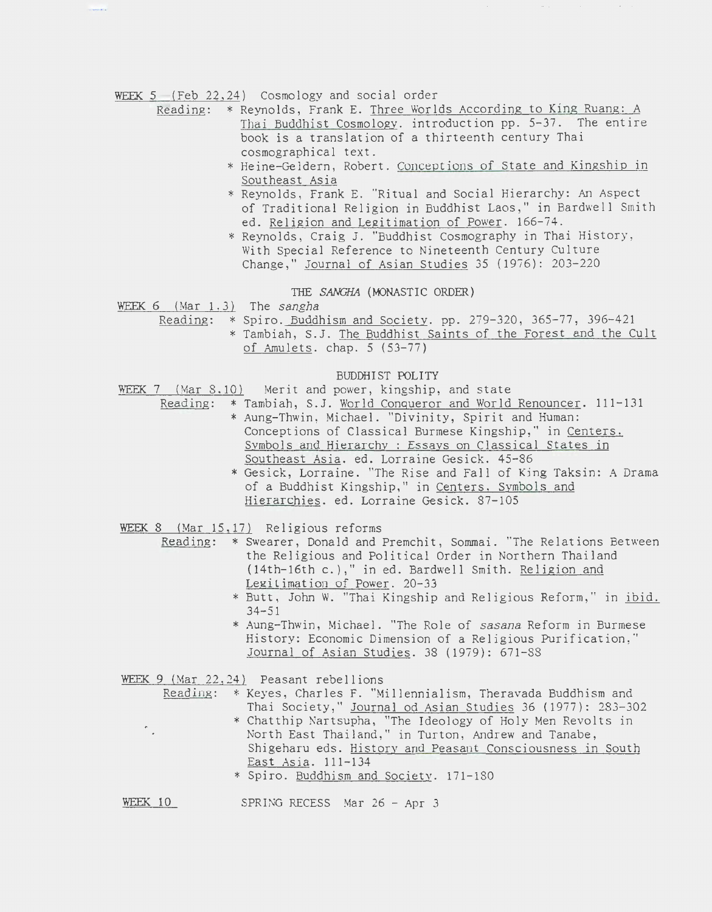WEEK 5 (Feb 22,24) Cosmology and social order

Reading:
- * Reynolds, Frank E. Three Worlds According to King Ruang: A Thai Buddhist Cosmology. introduction pp. 5-37. The entire book is a translation of a thirteenth century Thai cosmographical text.
- * Heine-Geldern, Robert. Conceptions of State and Kingship in Southeast Asia
- * Reynolds, Frank E. "Ritual and Social Hierarchy: An Aspect of Traditional Religion in Buddhist Laos," in Bardwell Smith ed. Religion and Legitimation of Power. 166-74.
- * Reynolds, Craig J. "Buddhist Cosmography in Thai History, With Special Reference to Nineteenth Century Culture Change," Journal of Asian Studies 35 (1976): 203-220

## THE *SANGHA* (MONASTIC ORDER)

WEEK 6 (Mar 1,3) The *sangha*

Reading:
- * Spiro. Buddhism and Society. pp. 279-320, 365-77, 396-421
- * Tambiah, S.J. The Buddhist Saints of the Forest and the Cult of Amulets. chap. 5 (53-77)

## BUDDHIST POLITY

WEEK 7 (Mar 8,10) Merit and power, kingship, and state

Reading:
- * Tambiah, S.J. World Conqueror and World Renouncer. 111-131
- * Aung-Thwin, Michael. "Divinity, Spirit and Human: Conceptions of Classical Burmese Kingship," in Centers, Symbols and Hierarchy : Essays on Classical States in Southeast Asia. ed. Lorraine Gesick. 45-86
- * Gesick, Lorraine. "The Rise and Fall of King Taksin: A Drama of a Buddhist Kingship," in Centers, Symbols and Hierarchies. ed. Lorraine Gesick. 87-105

WEEK 8 (Mar 15,17) Religious reforms

Reading:
- * Swearer, Donald and Premchit, Sommai. "The Relations Between the Religious and Political Order in Northern Thailand (14th-16th c.)," in ed. Bardwell Smith. Religion and Legitimation of Power. 20-33
- * Butt, John W. "Thai Kingship and Religious Reform," in ibid. 34-51
- * Aung-Thwin, Michael. "The Role of *sasana* Reform in Burmese History: Economic Dimension of a Religious Purification," Journal of Asian Studies. 38 (1979): 671-88

WEEK 9 (Mar 22,24) Peasant rebellions

Reading:
- * Keyes, Charles F. "Millennialism, Theravada Buddhism and Thai Society," Journal od Asian Studies 36 (1977): 283-302
- * Chatthip Nartsupha, "The Ideology of Holy Men Revolts in North East Thailand," in Turton, Andrew and Tanabe, Shigeharu eds. History and Peasant Consciousness in South East Asia. 111-134
- * Spiro. Buddhism and Society. 171-180

WEEK 10 SPRING RECESS Mar 26 - Apr 3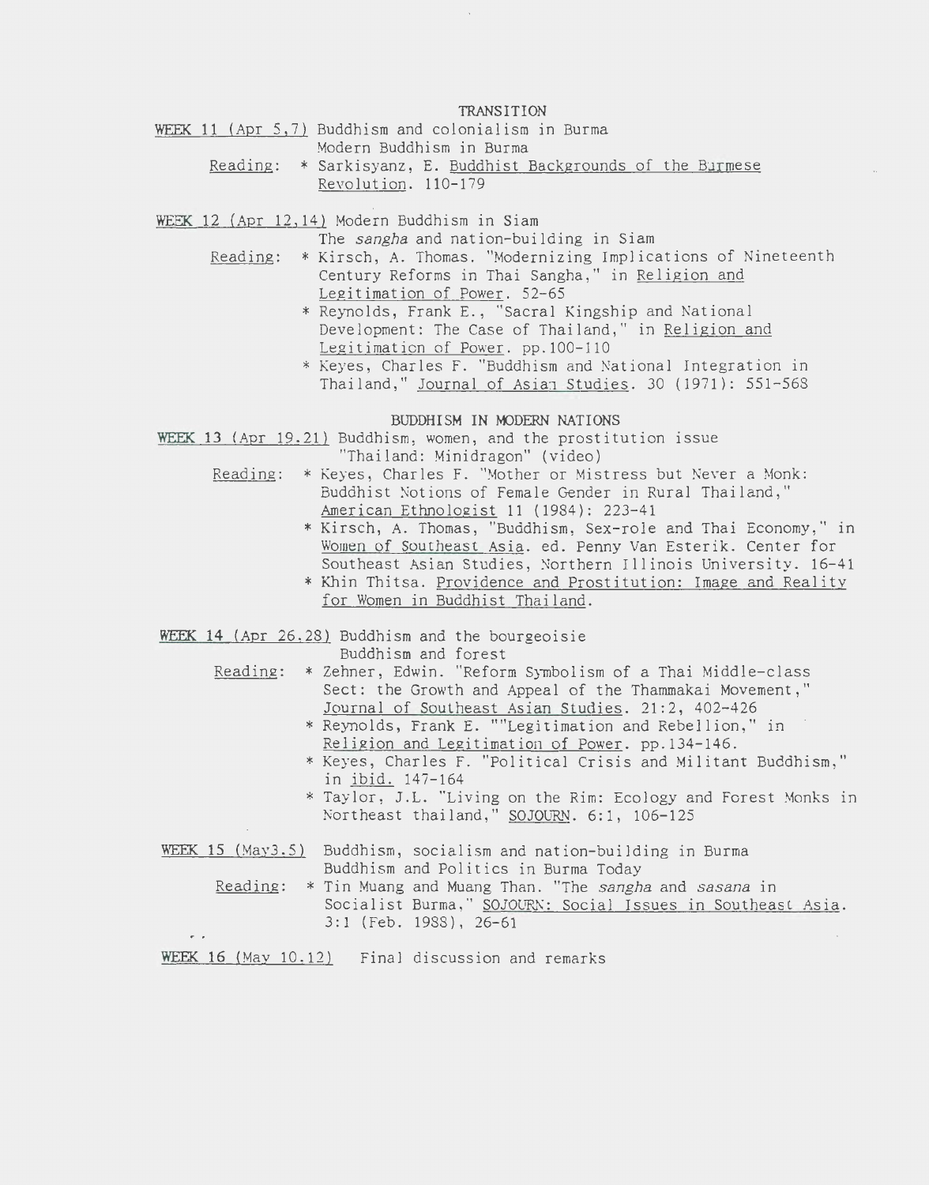## TRANSITION

<u>WEEK 11 (Apr 5,7)</u> Buddhism and colonialism in Burma
Modern Buddhism in Burma

<u>Reading</u>: * Sarkisyanz, E. <u>Buddhist Backgrounds of the Burmese Revolution</u>. 110-179

<u>WEEK 12 (Apr 12,14)</u> Modern Buddhism in Siam
The *sangha* and nation-building in Siam

<u>Reading</u>: * Kirsch, A. Thomas. "Modernizing Implications of Nineteenth Century Reforms in Thai Sangha," in <u>Religion and Legitimation of Power</u>. 52-65

* Reynolds, Frank E., "Sacral Kingship and National Development: The Case of Thailand," in <u>Religion and Legitimation of Power</u>. pp.100-110
* Keyes, Charles F. "Buddhism and National Integration in Thailand," <u>Journal of Asian Studies</u>. 30 (1971): 551-568

## BUDDHISM IN MODERN NATIONS

<u>WEEK 13 (Apr 19,21)</u> Buddhism, women, and the prostitution issue
"Thailand: Minidragon" (video)

<u>Reading</u>: * Keyes, Charles F. "Mother or Mistress but Never a Monk: Buddhist Notions of Female Gender in Rural Thailand," <u>American Ethnologist</u> 11 (1984): 223-41

* Kirsch, A. Thomas, "Buddhism, Sex-role and Thai Economy," in <u>Women of Southeast Asia</u>. ed. Penny Van Esterik. Center for Southeast Asian Studies, Northern Illinois University. 16-41
* Khin Thitsa. <u>Providence and Prostitution: Image and Reality for Women in Buddhist Thailand</u>.

<u>WEEK 14 (Apr 26,28)</u> Buddhism and the bourgeoisie
Buddhism and forest

<u>Reading</u>: * Zehner, Edwin. "Reform Symbolism of a Thai Middle-class Sect: the Growth and Appeal of the Thammakai Movement," <u>Journal of Southeast Asian Studies</u>. 21:2, 402-426

* Reynolds, Frank E. ""Legitimation and Rebellion," in <u>Religion and Legitimation of Power</u>. pp.134-146.
* Keyes, Charles F. "Political Crisis and Militant Buddhism," in <u>ibid.</u> 147-164
* Taylor, J.L. "Living on the Rim: Ecology and Forest Monks in Northeast thailand," <u>SOJOURN</u>. 6:1, 106-125

<u>WEEK 15 (May3,5)</u> Buddhism, socialism and nation-building in Burma
Buddhism and Politics in Burma Today

<u>Reading</u>: * Tin Muang and Muang Than. "The *sangha* and *sasana* in Socialist Burma," <u>SOJOURN: Social Issues in Southeast Asia</u>. 3:1 (Feb. 1988), 26-61

<u>WEEK 16 (May 10,12)</u> Final discussion and remarks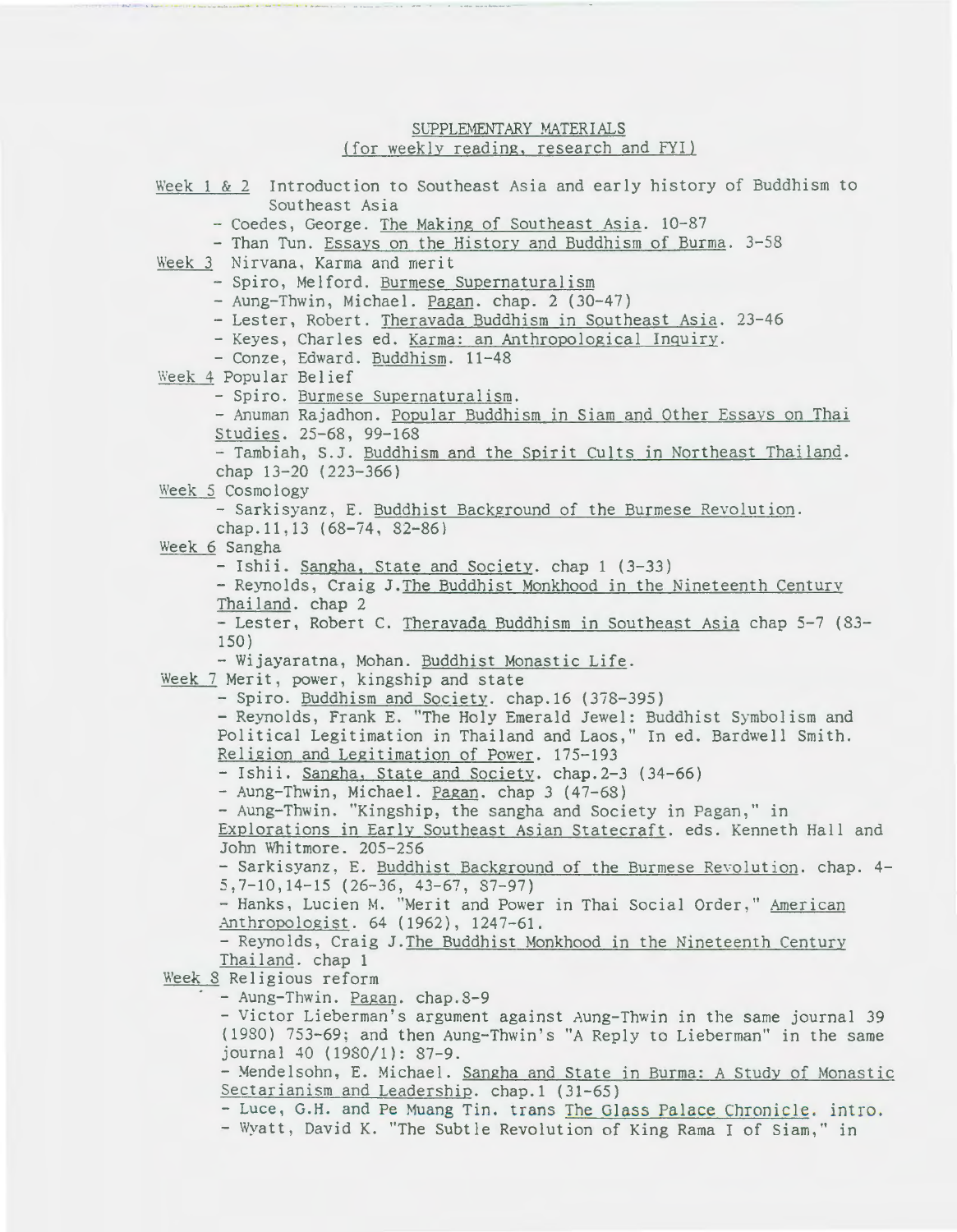SUPPLEMENTARY MATERIALS
(for weekly reading, research and FYI)

Week 1 & 2 Introduction to Southeast Asia and early history of Buddhism to Southeast Asia

- Coedes, George. The Making of Southeast Asia. 10-87
- Than Tun. Essays on the History and Buddhism of Burma. 3-58

Week 3 Nirvana, Karma and merit

- Spiro, Melford. Burmese Supernaturalism
- Aung-Thwin, Michael. Pagan. chap. 2 (30-47)
- Lester, Robert. Theravada Buddhism in Southeast Asia. 23-46
- Keyes, Charles ed. Karma: an Anthropological Inquiry.
- Conze, Edward. Buddhism. 11-48

Week 4 Popular Belief

- Spiro. Burmese Supernaturalism.
- Anuman Rajadhon. Popular Buddhism in Siam and Other Essays on Thai Studies. 25-68, 99-168
- Tambiah, S.J. Buddhism and the Spirit Cults in Northeast Thailand. chap 13-20 (223-366)

Week 5 Cosmology

- Sarkisyanz, E. Buddhist Background of the Burmese Revolution. chap.11,13 (68-74, 82-86)

Week 6 Sangha

- Ishii. Sangha, State and Society. chap 1 (3-33)
- Reynolds, Craig J.The Buddhist Monkhood in the Nineteenth Century Thailand. chap 2
- Lester, Robert C. Theravada Buddhism in Southeast Asia chap 5-7 (83-150)
- Wijayaratna, Mohan. Buddhist Monastic Life.

Week 7 Merit, power, kingship and state

- Spiro. Buddhism and Society. chap.16 (378-395)
- Reynolds, Frank E. "The Holy Emerald Jewel: Buddhist Symbolism and Political Legitimation in Thailand and Laos," In ed. Bardwell Smith. Religion and Legitimation of Power. 175-193
- Ishii. Sangha, State and Society. chap.2-3 (34-66)
- Aung-Thwin, Michael. Pagan. chap 3 (47-68)
- Aung-Thwin. "Kingship, the sangha and Society in Pagan," in Explorations in Early Southeast Asian Statecraft. eds. Kenneth Hall and John Whitmore. 205-256
- Sarkisyanz, E. Buddhist Background of the Burmese Revolution. chap. 4-5,7-10,14-15 (26-36, 43-67, 87-97)
- Hanks, Lucien M. "Merit and Power in Thai Social Order," American Anthropologist. 64 (1962), 1247-61.
- Reynolds, Craig J.The Buddhist Monkhood in the Nineteenth Century Thailand. chap 1

Week 8 Religious reform

- Aung-Thwin. Pagan. chap.8-9
- Victor Lieberman's argument against Aung-Thwin in the same journal 39 (1980) 753-69; and then Aung-Thwin's "A Reply to Lieberman" in the same journal 40 (1980/1): 87-9.
- Mendelsohn, E. Michael. Sangha and State in Burma: A Study of Monastic Sectarianism and Leadership. chap.1 (31-65)
- Luce, G.H. and Pe Muang Tin. trans The Glass Palace Chronicle. intro.
- Wyatt, David K. "The Subtle Revolution of King Rama I of Siam," in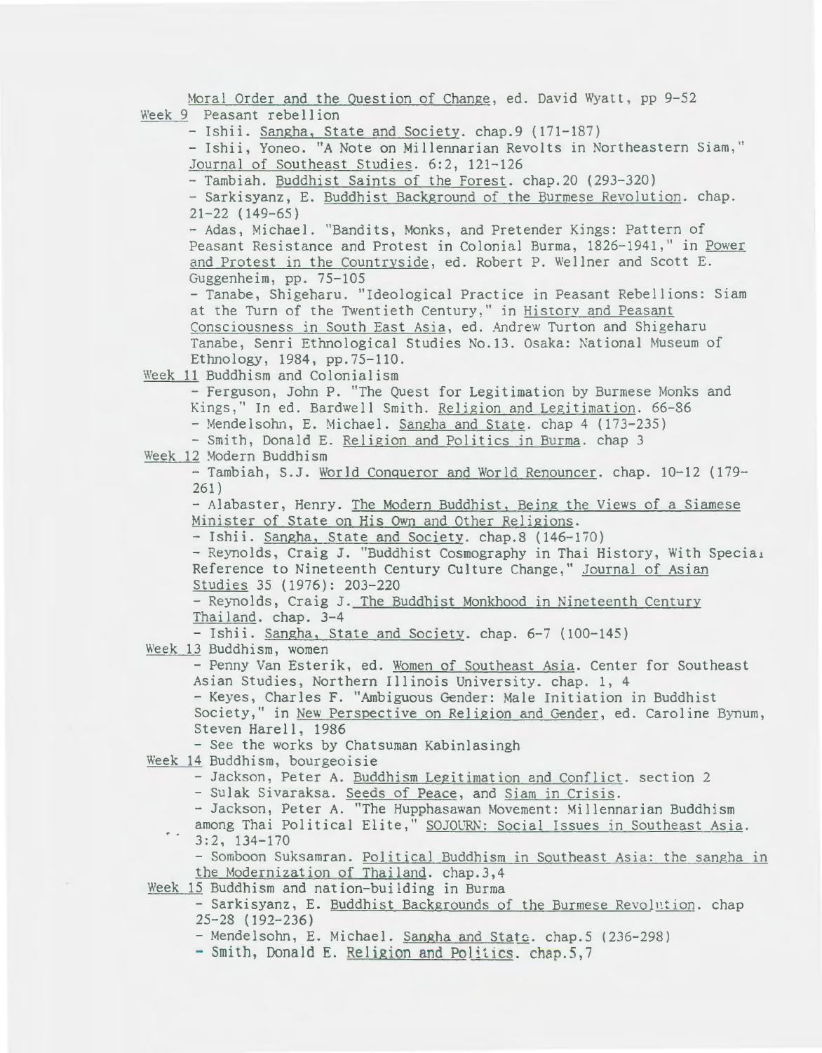Moral Order and the Question of Change, ed. David Wyatt, pp 9-52

Week 9 Peasant rebellion

- Ishii. Sangha, State and Society. chap.9 (171-187)
- Ishii, Yoneo. "A Note on Millennarian Revolts in Northeastern Siam," Journal of Southeast Studies. 6:2, 121-126
- Tambiah. Buddhist Saints of the Forest. chap.20 (293-320)
- Sarkisyanz, E. Buddhist Background of the Burmese Revolution. chap. 21-22 (149-65)
- Adas, Michael. "Bandits, Monks, and Pretender Kings: Pattern of Peasant Resistance and Protest in Colonial Burma, 1826-1941," in Power and Protest in the Countryside, ed. Robert P. Wellner and Scott E. Guggenheim, pp. 75-105
- Tanabe, Shigeharu. "Ideological Practice in Peasant Rebellions: Siam at the Turn of the Twentieth Century," in History and Peasant Consciousness in South East Asia, ed. Andrew Turton and Shigeharu Tanabe, Senri Ethnological Studies No.13. Osaka: National Museum of Ethnology, 1984, pp.75-110.

Week 11 Buddhism and Colonialism

- Ferguson, John P. "The Quest for Legitimation by Burmese Monks and Kings," In ed. Bardwell Smith. Religion and Legitimation. 66-86
- Mendelsohn, E. Michael. Sangha and State. chap 4 (173-235)
- Smith, Donald E. Religion and Politics in Burma. chap 3

Week 12 Modern Buddhism

- Tambiah, S.J. World Conqueror and World Renouncer. chap. 10-12 (179-261)
- Alabaster, Henry. The Modern Buddhist, Being the Views of a Siamese Minister of State on His Own and Other Religions.
- Ishii. Sangha, State and Society. chap.8 (146-170)
- Reynolds, Craig J. "Buddhist Cosmography in Thai History, With Special Reference to Nineteenth Century Culture Change," Journal of Asian Studies 35 (1976): 203-220
- Reynolds, Craig J. The Buddhist Monkhood in Nineteenth Century Thailand. chap. 3-4
- Ishii. Sangha, State and Society. chap. 6-7 (100-145)

Week 13 Buddhism, women

- Penny Van Esterik, ed. Women of Southeast Asia. Center for Southeast Asian Studies, Northern Illinois University. chap. 1, 4
- Keyes, Charles F. "Ambiguous Gender: Male Initiation in Buddhist Society," in New Perspective on Religion and Gender, ed. Caroline Bynum, Steven Harell, 1986
- See the works by Chatsuman Kabinlasingh

Week 14 Buddhism, bourgeoisie

- Jackson, Peter A. Buddhism Legitimation and Conflict. section 2
- Sulak Sivaraksa. Seeds of Peace, and Siam in Crisis.
- Jackson, Peter A. "The Hupphasawan Movement: Millennarian Buddhism among Thai Political Elite," SOJOURN: Social Issues in Southeast Asia. 3:2, 134-170
- Somboon Suksamran. Political Buddhism in Southeast Asia: the sangha in the Modernization of Thailand. chap.3,4

Week 15 Buddhism and nation-building in Burma

- Sarkisyanz, E. Buddhist Backgrounds of the Burmese Revolution. chap 25-28 (192-236)
- Mendelsohn, E. Michael. Sangha and State. chap.5 (236-298)
- Smith, Donald E. Religion and Politics. chap.5,7